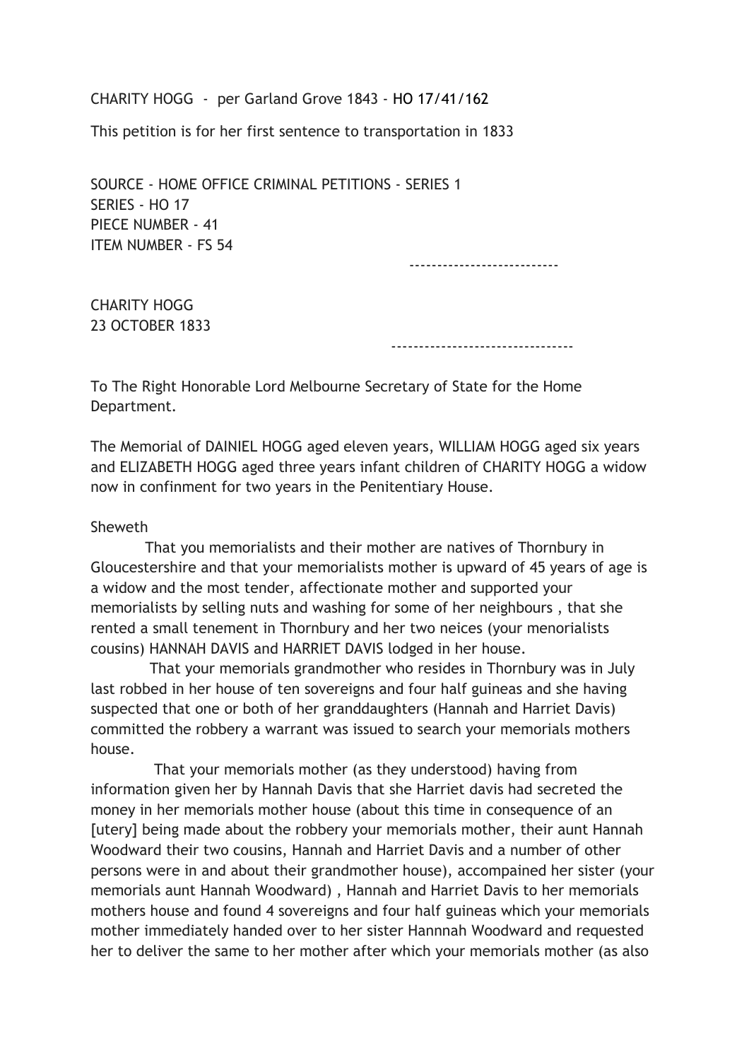CHARITY HOGG - per Garland Grove 1843 - HO 17/41/162

This petition is for her first sentence to transportation in 1833

SOURCE - HOME OFFICE CRIMINAL PETITIONS - SERIES 1
SERIES - HO 17
PIECE NUMBER - 41
ITEM NUMBER - FS 54

---------------------------

CHARITY HOGG
23 OCTOBER 1833

--------------------------------

To The Right Honorable Lord Melbourne Secretary of State for the Home Department.

The Memorial of DAINIEL HOGG aged eleven years, WILLIAM HOGG aged six years and ELIZABETH HOGG aged three years infant children of CHARITY HOGG a widow now in confinment for two years in the Penitentiary House.

Sheweth

That you memorialists and their mother are natives of Thornbury in Gloucestershire and that your memorialists mother is upward of 45 years of age is a widow and the most tender, affectionate mother and supported your memorialists by selling nuts and washing for some of her neighbours , that she rented a small tenement in Thornbury and her two neices (your menorialists cousins) HANNAH DAVIS and HARRIET DAVIS lodged in her house.

That your memorials grandmother who resides in Thornbury was in July last robbed in her house of ten sovereigns and four half guineas and she having suspected that one or both of her granddaughters (Hannah and Harriet Davis) committed the robbery a warrant was issued to search your memorials mothers house.

That your memorials mother (as they understood) having from information given her by Hannah Davis that she Harriet davis had secreted the money in her memorials mother house (about this time in consequence of an [utery] being made about the robbery your memorials mother, their aunt Hannah Woodward their two cousins, Hannah and Harriet Davis and a number of other persons were in and about their grandmother house), accompained her sister (your memorials aunt Hannah Woodward) , Hannah and Harriet Davis to her memorials mothers house and found 4 sovereigns and four half guineas which your memorials mother immediately handed over to her sister Hannnah Woodward and requested her to deliver the same to her mother after which your memorials mother (as also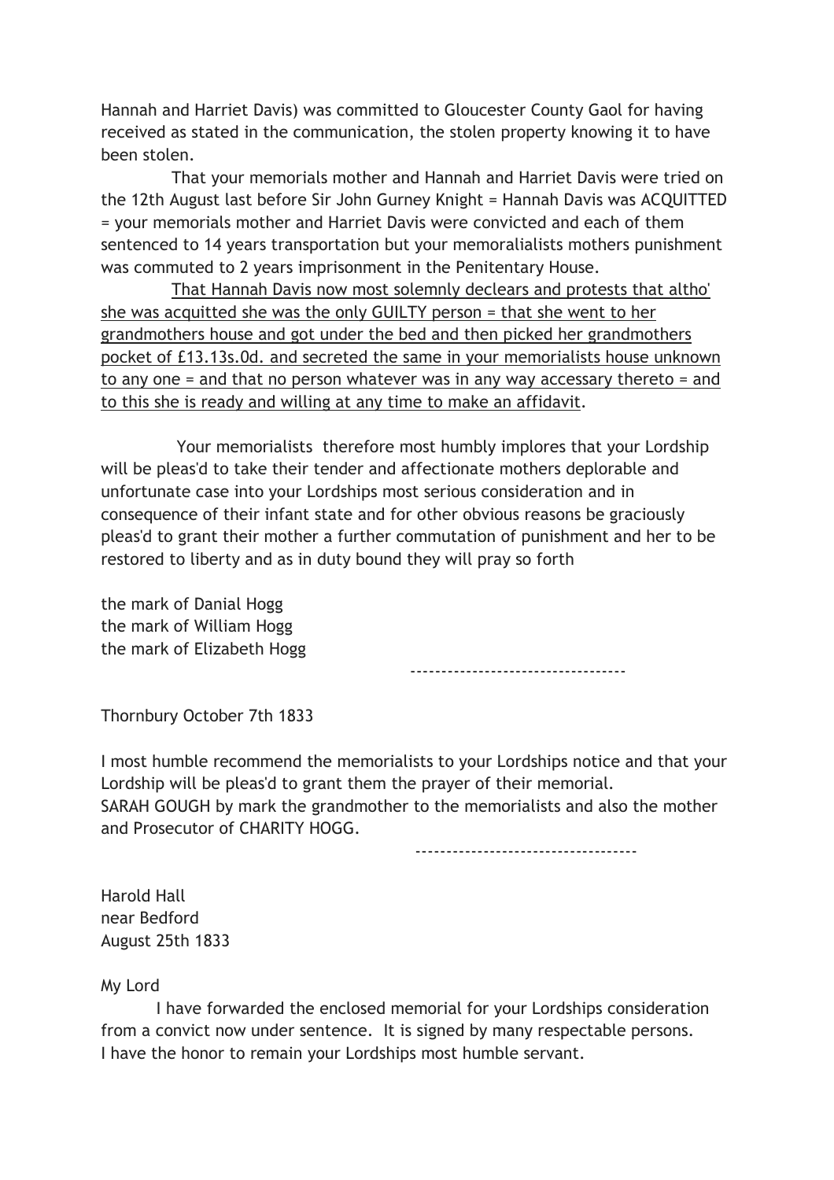Hannah and Harriet Davis) was committed to Gloucester County Gaol for having received as stated in the communication, the stolen property knowing it to have been stolen.

That your memorials mother and Hannah and Harriet Davis were tried on the 12th August last before Sir John Gurney Knight = Hannah Davis was ACQUITTED = your memorials mother and Harriet Davis were convicted and each of them sentenced to 14 years transportation but your memoralialists mothers punishment was commuted to 2 years imprisonment in the Penitentary House.

<u>That Hannah Davis now most solemnly declears and protests that altho' she was acquitted she was the only GUILTY person = that she went to her grandmothers house and got under the bed and then picked her grandmothers pocket of £13.13s.0d. and secreted the same in your memorialists house unknown to any one = and that no person whatever was in any way accessary thereto = and to this she is ready and willing at any time to make an affidavit</u>.

Your memorialists therefore most humbly implores that your Lordship will be pleas'd to take their tender and affectionate mothers deplorable and unfortunate case into your Lordships most serious consideration and in consequence of their infant state and for other obvious reasons be graciously pleas'd to grant their mother a further commutation of punishment and her to be restored to liberty and as in duty bound they will pray so forth

the mark of Danial Hogg
the mark of William Hogg
the mark of Elizabeth Hogg

-----------------------------------

Thornbury October 7th 1833

I most humble recommend the memorialists to your Lordships notice and that your Lordship will be pleas'd to grant them the prayer of their memorial.
SARAH GOUGH by mark the grandmother to the memorialists and also the mother and Prosecutor of CHARITY HOGG.

-----------------------------------

Harold Hall
near Bedford
August 25th 1833

My Lord

I have forwarded the enclosed memorial for your Lordships consideration from a convict now under sentence. It is signed by many respectable persons.
I have the honor to remain your Lordships most humble servant.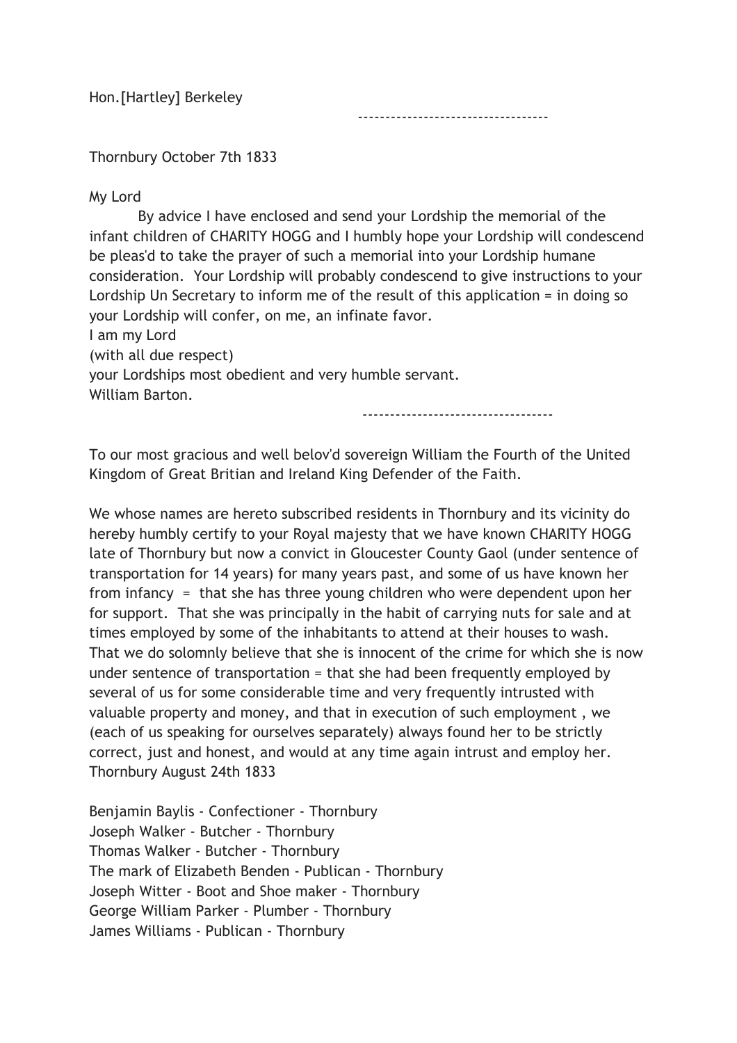Hon.[Hartley] Berkeley

---

Thornbury October 7th 1833

My Lord

By advice I have enclosed and send your Lordship the memorial of the infant children of CHARITY HOGG and I humbly hope your Lordship will condescend be pleas'd to take the prayer of such a memorial into your Lordship humane consideration. Your Lordship will probably condescend to give instructions to your Lordship Un Secretary to inform me of the result of this application = in doing so your Lordship will confer, on me, an infinate favor.

I am my Lord
(with all due respect)
your Lordships most obedient and very humble servant.
William Barton.

---

To our most gracious and well belov'd sovereign William the Fourth of the United Kingdom of Great Britian and Ireland King Defender of the Faith.

We whose names are hereto subscribed residents in Thornbury and its vicinity do hereby humbly certify to your Royal majesty that we have known CHARITY HOGG late of Thornbury but now a convict in Gloucester County Gaol (under sentence of transportation for 14 years) for many years past, and some of us have known her from infancy = that she has three young children who were dependent upon her for support. That she was principally in the habit of carrying nuts for sale and at times employed by some of the inhabitants to attend at their houses to wash. That we do solomnly believe that she is innocent of the crime for which she is now under sentence of transportation = that she had been frequently employed by several of us for some considerable time and very frequently intrusted with valuable property and money, and that in execution of such employment , we (each of us speaking for ourselves separately) always found her to be strictly correct, just and honest, and would at any time again intrust and employ her.
Thornbury August 24th 1833

Benjamin Baylis - Confectioner - Thornbury
Joseph Walker - Butcher - Thornbury
Thomas Walker - Butcher - Thornbury
The mark of Elizabeth Benden - Publican - Thornbury
Joseph Witter - Boot and Shoe maker - Thornbury
George William Parker - Plumber - Thornbury
James Williams - Publican - Thornbury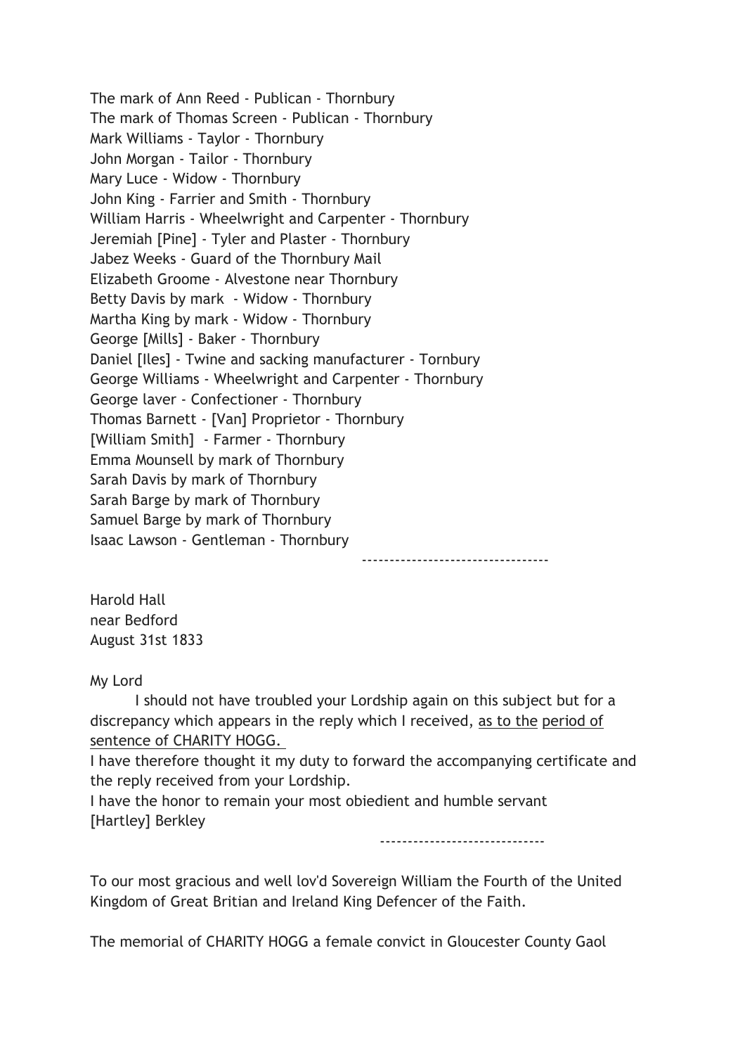The mark of Ann Reed - Publican - Thornbury
The mark of Thomas Screen - Publican - Thornbury
Mark Williams - Taylor - Thornbury
John Morgan - Tailor - Thornbury
Mary Luce - Widow - Thornbury
John King - Farrier and Smith - Thornbury
William Harris - Wheelwright and Carpenter - Thornbury
Jeremiah [Pine] - Tyler and Plaster - Thornbury
Jabez Weeks - Guard of the Thornbury Mail
Elizabeth Groome - Alvestone near Thornbury
Betty Davis by mark - Widow - Thornbury
Martha King by mark - Widow - Thornbury
George [Mills] - Baker - Thornbury
Daniel [Iles] - Twine and sacking manufacturer - Tornbury
George Williams - Wheelwright and Carpenter - Thornbury
George laver - Confectioner - Thornbury
Thomas Barnett - [Van] Proprietor - Thornbury
[William Smith] - Farmer - Thornbury
Emma Mounsell by mark of Thornbury
Sarah Davis by mark of Thornbury
Sarah Barge by mark of Thornbury
Samuel Barge by mark of Thornbury
Isaac Lawson - Gentleman - Thornbury

---

Harold Hall
near Bedford
August 31st 1833

My Lord

I should not have troubled your Lordship again on this subject but for a discrepancy which appears in the reply which I received, as to the period of sentence of CHARITY HOGG.

I have therefore thought it my duty to forward the accompanying certificate and the reply received from your Lordship.

I have the honor to remain your most obiedient and humble servant
[Hartley] Berkley

---

To our most gracious and well lov'd Sovereign William the Fourth of the United Kingdom of Great Britian and Ireland King Defencer of the Faith.

The memorial of CHARITY HOGG a female convict in Gloucester County Gaol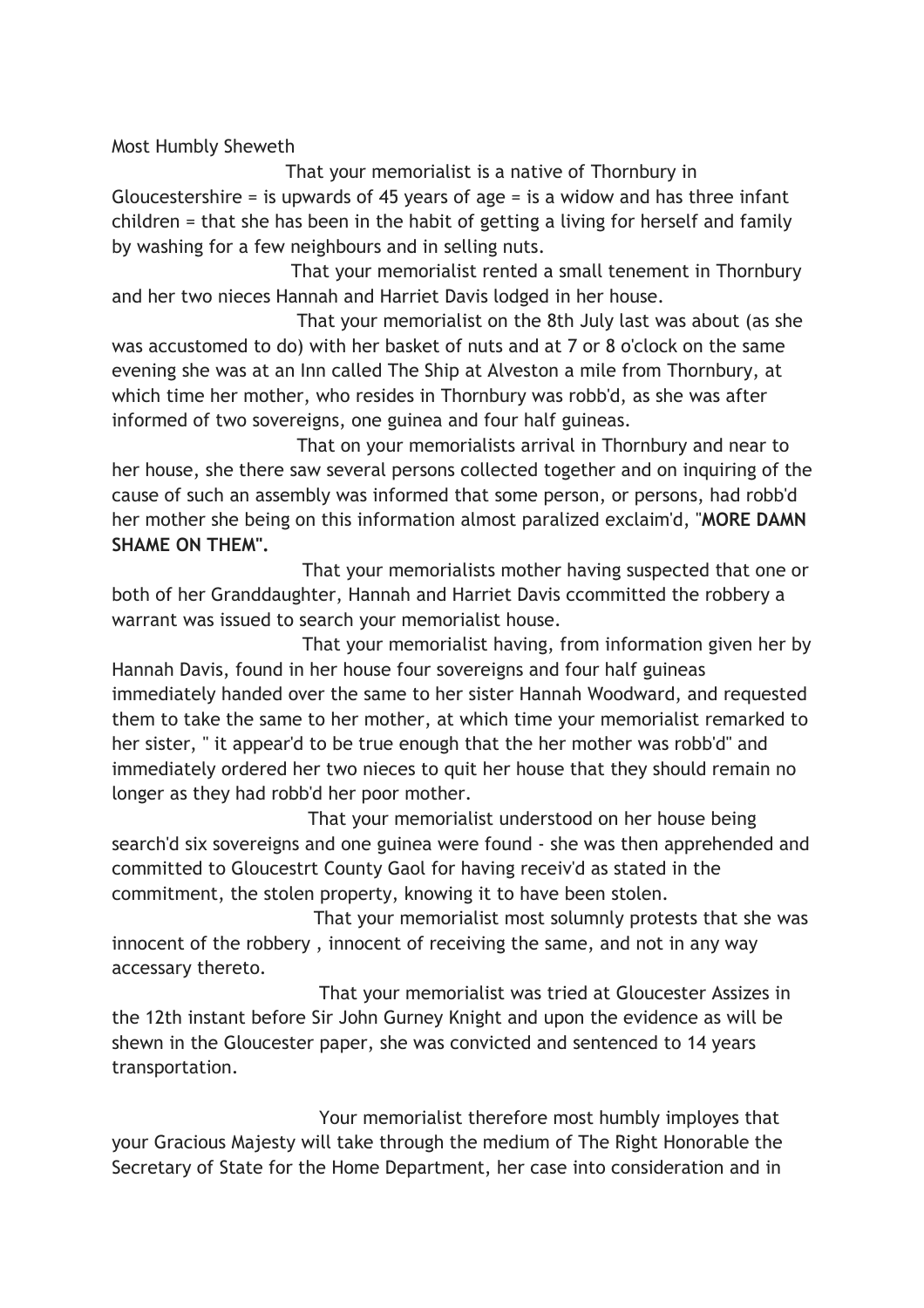Most Humbly Sheweth

That your memorialist is a native of Thornbury in Gloucestershire = is upwards of 45 years of age = is a widow and has three infant children = that she has been in the habit of getting a living for herself and family by washing for a few neighbours and in selling nuts.

That your memorialist rented a small tenement in Thornbury and her two nieces Hannah and Harriet Davis lodged in her house.

That your memorialist on the 8th July last was about (as she was accustomed to do) with her basket of nuts and at 7 or 8 o'clock on the same evening she was at an Inn called The Ship at Alveston a mile from Thornbury, at which time her mother, who resides in Thornbury was robb'd, as she was after informed of two sovereigns, one guinea and four half guineas.

That on your memorialists arrival in Thornbury and near to her house, she there saw several persons collected together and on inquiring of the cause of such an assembly was informed that some person, or persons, had robb'd her mother she being on this information almost paralized exclaim'd, "**MORE DAMN SHAME ON THEM".**

That your memorialists mother having suspected that one or both of her Granddaughter, Hannah and Harriet Davis ccommitted the robbery a warrant was issued to search your memorialist house.

That your memorialist having, from information given her by Hannah Davis, found in her house four sovereigns and four half guineas immediately handed over the same to her sister Hannah Woodward, and requested them to take the same to her mother, at which time your memorialist remarked to her sister, " it appear'd to be true enough that the her mother was robb'd" and immediately ordered her two nieces to quit her house that they should remain no longer as they had robb'd her poor mother.

That your memorialist understood on her house being search'd six sovereigns and one guinea were found - she was then apprehended and committed to Gloucestrt County Gaol for having receiv'd as stated in the commitment, the stolen property, knowing it to have been stolen.

That your memorialist most solumnly protests that she was innocent of the robbery , innocent of receiving the same, and not in any way accessary thereto.

That your memorialist was tried at Gloucester Assizes in the 12th instant before Sir John Gurney Knight and upon the evidence as will be shewn in the Gloucester paper, she was convicted and sentenced to 14 years transportation.

Your memorialist therefore most humbly imployes that your Gracious Majesty will take through the medium of The Right Honorable the Secretary of State for the Home Department, her case into consideration and in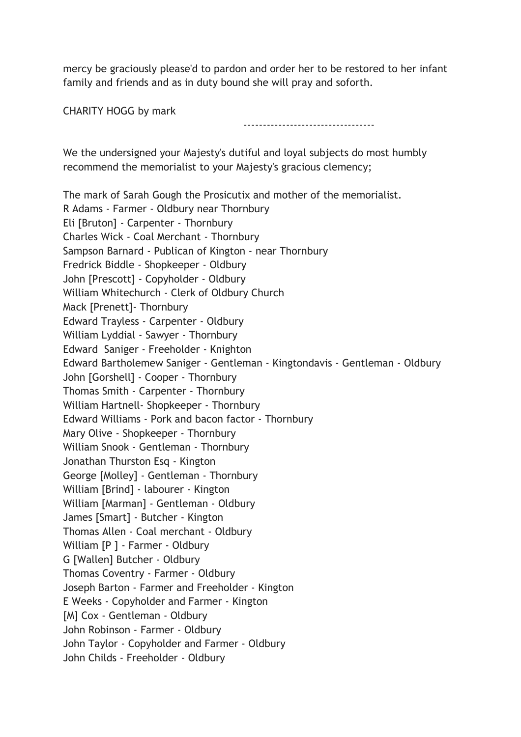mercy be graciously please'd to pardon and order her to be restored to her infant family and friends and as in duty bound she will pray and soforth.

CHARITY HOGG by mark

---

We the undersigned your Majesty's dutiful and loyal subjects do most humbly recommend the memorialist to your Majesty's gracious clemency;

The mark of Sarah Gough the Prosicutix and mother of the memorialist.  
R Adams - Farmer - Oldbury near Thornbury  
Eli [Bruton] - Carpenter - Thornbury  
Charles Wick - Coal Merchant - Thornbury  
Sampson Barnard - Publican of Kington - near Thornbury  
Fredrick Biddle - Shopkeeper - Oldbury  
John [Prescott] - Copyholder - Oldbury  
William Whitechurch - Clerk of Oldbury Church  
Mack [Prenett]- Thornbury  
Edward Trayless - Carpenter - Oldbury  
William Lyddial - Sawyer - Thornbury  
Edward Saniger - Freeholder - Knighton  
Edward Bartholemew Saniger - Gentleman - Kingtondavis - Gentleman - Oldbury  
John [Gorshell] - Cooper - Thornbury  
Thomas Smith - Carpenter - Thornbury  
William Hartnell- Shopkeeper - Thornbury  
Edward Williams - Pork and bacon factor - Thornbury  
Mary Olive - Shopkeeper - Thornbury  
William Snook - Gentleman - Thornbury  
Jonathan Thurston Esq - Kington  
George [Molley] - Gentleman - Thornbury  
William [Brind] - labourer - Kington  
William [Marman] - Gentleman - Oldbury  
James [Smart] - Butcher - Kington  
Thomas Allen - Coal merchant - Oldbury  
William [P ] - Farmer - Oldbury  
G [Wallen] Butcher - Oldbury  
Thomas Coventry - Farmer - Oldbury  
Joseph Barton - Farmer and Freeholder - Kington  
E Weeks - Copyholder and Farmer - Kington  
[M] Cox - Gentleman - Oldbury  
John Robinson - Farmer - Oldbury  
John Taylor - Copyholder and Farmer - Oldbury  
John Childs - Freeholder - Oldbury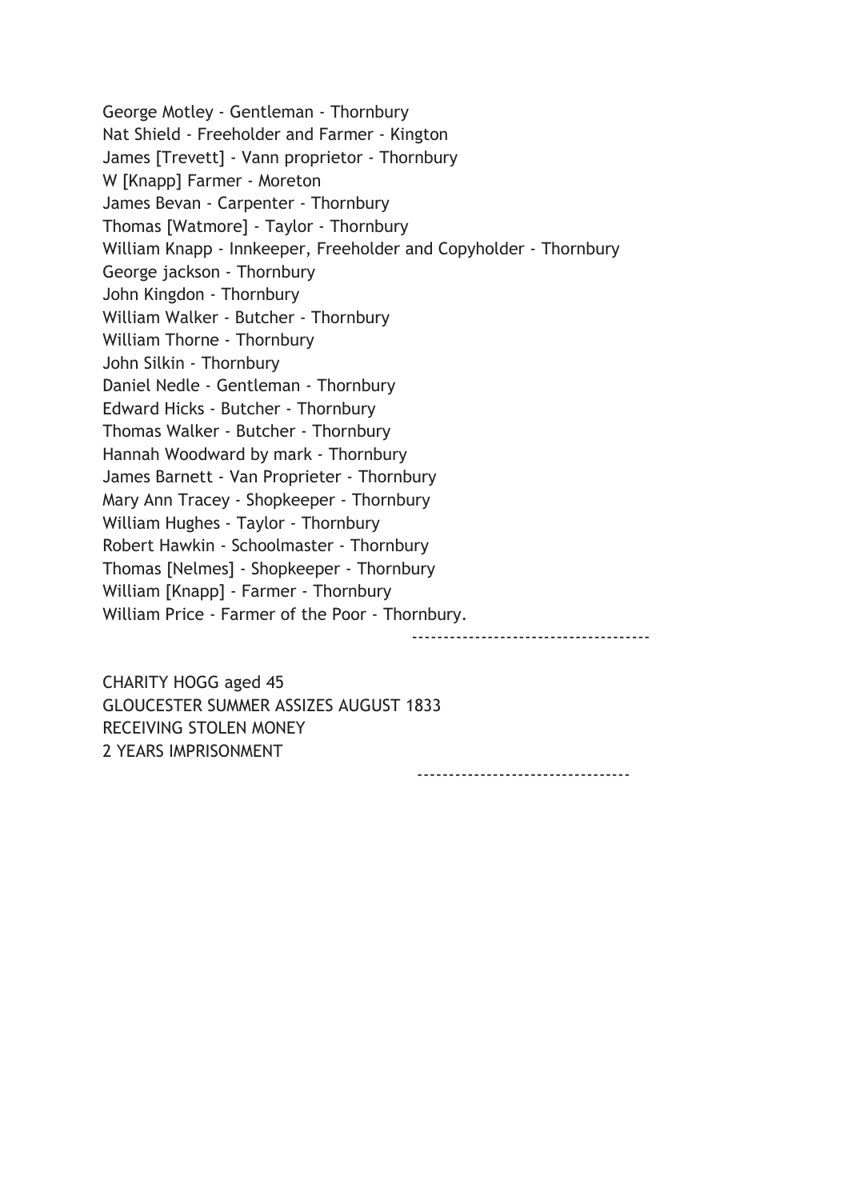George Motley - Gentleman - Thornbury
Nat Shield - Freeholder and Farmer - Kington
James [Trevett] - Vann proprietor - Thornbury
W [Knapp] Farmer - Moreton
James Bevan - Carpenter - Thornbury
Thomas [Watmore] - Taylor - Thornbury
William Knapp - Innkeeper, Freeholder and Copyholder - Thornbury
George jackson - Thornbury
John Kingdon - Thornbury
William Walker - Butcher - Thornbury
William Thorne - Thornbury
John Silkin - Thornbury
Daniel Nedle - Gentleman - Thornbury
Edward Hicks - Butcher - Thornbury
Thomas Walker - Butcher - Thornbury
Hannah Woodward by mark - Thornbury
James Barnett - Van Proprieter - Thornbury
Mary Ann Tracey - Shopkeeper - Thornbury
William Hughes - Taylor - Thornbury
Robert Hawkin - Schoolmaster - Thornbury
Thomas [Nelmes] - Shopkeeper - Thornbury
William [Knapp] - Farmer - Thornbury
William Price - Farmer of the Poor - Thornbury.

-------------------------------------

CHARITY HOGG aged 45
GLOUCESTER SUMMER ASSIZES AUGUST 1833
RECEIVING STOLEN MONEY
2 YEARS IMPRISONMENT

---------------------------------